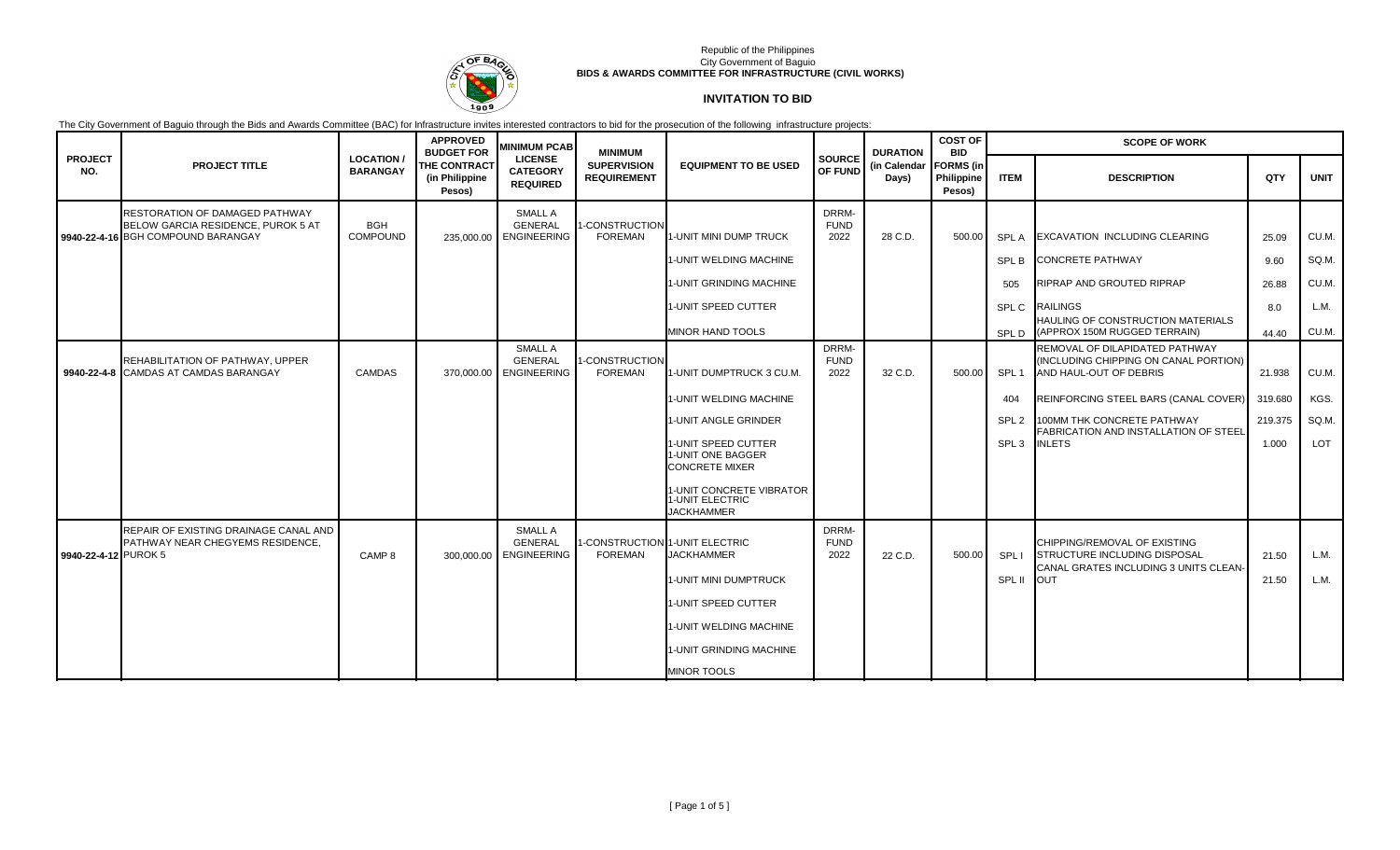Republic of the Philippines
City Government of Baguio
**BIDS & AWARDS COMMITTEE FOR INFRASTRUCTURE (CIVIL WORKS)**

# INVITATION TO BID

The City Government of Baguio through the Bids and Awards Committee (BAC) for Infrastructure invites interested contractors to bid for the prosecution of the following infrastructure projects:

| PROJECT NO. | PROJECT TITLE | LOCATION / BARANGAY | APPROVED BUDGET FOR THE CONTRACT (in Philippine Pesos) | MINIMUM PCAB LICENSE CATEGORY REQUIRED | MINIMUM SUPERVISION REQUIREMENT | EQUIPMENT TO BE USED | SOURCE OF FUND | DURATION (in Calendar Days) | COST OF BID FORMS (in Philippine Pesos) | SCOPE OF WORK | | | |
|---|---|---|---|---|---|---|---|---|---|---|---|---|---|
| | | | | | | | | | | ITEM | DESCRIPTION | QTY | UNIT |
| 9940-22-4-16 | RESTORATION OF DAMAGED PATHWAY BELOW GARCIA RESIDENCE, PUROK 5 AT BGH COMPOUND BARANGAY | BGH COMPOUND | 235,000.00 | SMALL A GENERAL ENGINEERING | 1-CONSTRUCTION FOREMAN | 1-UNIT MINI DUMP TRUCK | DRRM-FUND 2022 | 28 C.D. | 500.00 | SPL A | EXCAVATION INCLUDING CLEARING | 25.09 | CU.M. |
| | | | | | | 1-UNIT WELDING MACHINE | | | | SPL B | CONCRETE PATHWAY | 9.60 | SQ.M. |
| | | | | | | 1-UNIT GRINDING MACHINE | | | | 505 | RIPRAP AND GROUTED RIPRAP | 26.88 | CU.M. |
| | | | | | | 1-UNIT SPEED CUTTER | | | | SPL C | RAILINGS | 8.0 | L.M. |
| | | | | | | MINOR HAND TOOLS | | | | SPL D | HAULING OF CONSTRUCTION MATERIALS (APPROX 150M RUGGED TERRAIN) | 44.40 | CU.M. |
| 9940-22-4-8 | REHABILITATION OF PATHWAY, UPPER CAMDAS AT CAMDAS BARANGAY | CAMDAS | 370,000.00 | SMALL A GENERAL ENGINEERING | 1-CONSTRUCTION FOREMAN | 1-UNIT DUMPTRUCK 3 CU.M. | DRRM-FUND 2022 | 32 C.D. | 500.00 | SPL 1 | REMOVAL OF DILAPIDATED PATHWAY (INCLUDING CHIPPING ON CANAL PORTION) AND HAUL-OUT OF DEBRIS | 21.938 | CU.M. |
| | | | | | | 1-UNIT WELDING MACHINE | | | | 404 | REINFORCING STEEL BARS (CANAL COVER) | 319.680 | KGS. |
| | | | | | | 1-UNIT ANGLE GRINDER | | | | SPL 2 | 100MM THK CONCRETE PATHWAY | 219.375 | SQ.M. |
| | | | | | | 1-UNIT SPEED CUTTER<br>1-UNIT ONE BAGGER CONCRETE MIXER | | | | SPL 3 | FABRICATION AND INSTALLATION OF STEEL INLETS | 1.000 | LOT |
| | | | | | | 1-UNIT CONCRETE VIBRATOR<br>1-UNIT ELECTRIC JACKHAMMER | | | | | | | |
| 9940-22-4-12 | REPAIR OF EXISTING DRAINAGE CANAL AND PATHWAY NEAR CHEGYEMS RESIDENCE, PUROK 5 | CAMP 8 | 300,000.00 | SMALL A GENERAL ENGINEERING | 1-CONSTRUCTION FOREMAN | 1-UNIT ELECTRIC JACKHAMMER | DRRM-FUND 2022 | 22 C.D. | 500.00 | SPL I | CHIPPING/REMOVAL OF EXISTING STRUCTURE INCLUDING DISPOSAL | 21.50 | L.M. |
| | | | | | | 1-UNIT MINI DUMPTRUCK | | | | SPL II | CANAL GRATES INCLUDING 3 UNITS CLEAN-OUT | 21.50 | L.M. |
| | | | | | | 1-UNIT SPEED CUTTER | | | | | | | |
| | | | | | | 1-UNIT WELDING MACHINE | | | | | | | |
| | | | | | | 1-UNIT GRINDING MACHINE | | | | | | | |
| | | | | | | MINOR TOOLS | | | | | | | |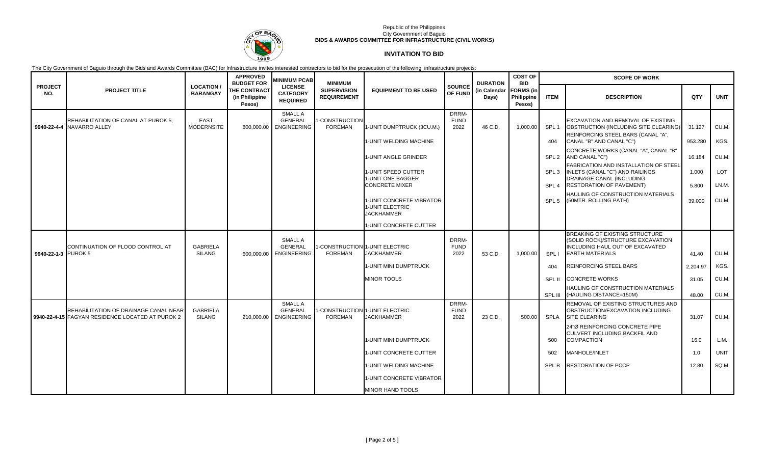Republic of the Philippines
City Government of Baguio
**BIDS & AWARDS COMMITTEE FOR INFRASTRUCTURE (CIVIL WORKS)**

## INVITATION TO BID

The City Government of Baguio through the Bids and Awards Committee (BAC) for Infrastructure invites interested contractors to bid for the prosecution of the following infrastructure projects:

| PROJECT NO. | PROJECT TITLE | LOCATION / BARANGAY | APPROVED BUDGET FOR THE CONTRACT (in Philippine Pesos) | MINIMUM PCAB LICENSE CATEGORY REQUIRED | MINIMUM SUPERVISION REQUIREMENT | EQUIPMENT TO BE USED | SOURCE OF FUND | DURATION (in Calendar Days) | COST OF BID FORMS (in Philippine Pesos) | SCOPE OF WORK | | | |
|---|---|---|---|---|---|---|---|---|---|---|---|---|---|
| | | | | | | | | | | ITEM | DESCRIPTION | QTY | UNIT |
| 9940-22-4-4 | REHABILITATION OF CANAL AT PUROK 5, NAVARRO ALLEY | EAST MODERNSITE | 800,000.00 | SMALL A GENERAL ENGINEERING | 1-CONSTRUCTION FOREMAN | 1-UNIT DUMPTRUCK (3CU.M.) | DRRM-FUND 2022 | 46 C.D. | 1,000.00 | SPL 1 | EXCAVATION AND REMOVAL OF EXISTING OBSTRUCTION (INCLUDING SITE CLEARING) | 31.127 | CU.M. |
| | | | | | | 1-UNIT WELDING MACHINE | | | | 404 | REINFORCING STEEL BARS (CANAL "A", CANAL "B" AND CANAL "C") | 953.280 | KGS. |
| | | | | | | 1-UNIT ANGLE GRINDER | | | | SPL 2 | CONCRETE WORKS (CANAL "A", CANAL "B" AND CANAL "C") | 16.184 | CU.M. |
| | | | | | | 1-UNIT SPEED CUTTER | | | | SPL 3 | FABRICATION AND INSTALLATION OF STEEL INLETS (CANAL "C") AND RAILINGS | 1.000 | LOT |
| | | | | | | 1-UNIT ONE BAGGER CONCRETE MIXER | | | | SPL 4 | DRAINAGE CANAL (INCLUDING RESTORATION OF PAVEMENT) | 5.800 | LN.M. |
| | | | | | | 1-UNIT CONCRETE VIBRATOR | | | | SPL 5 | HAULING OF CONSTRUCTION MATERIALS (50MTR. ROLLING PATH) | 39.000 | CU.M. |
| | | | | | | 1-UNIT ELECTRIC JACKHAMMER | | | | | | | |
| | | | | | | 1-UNIT CONCRETE CUTTER | | | | | | | |
| 9940-22-1-3 | CONTINUATION OF FLOOD CONTROL AT PUROK 5 | GABRIELA SILANG | 600,000.00 | SMALL A GENERAL ENGINEERING | 1-CONSTRUCTION FOREMAN | 1-UNIT ELECTRIC JACKHAMMER | DRRM-FUND 2022 | 53 C.D. | 1,000.00 | SPL I | BREAKING OF EXISTING STRUCTURE (SOLID ROCK)/STRUCTURE EXCAVATION INCLUDING HAUL OUT OF EXCAVATED EARTH MATERIALS | 41.40 | CU.M. |
| | | | | | | 1-UNIT MINI DUMPTRUCK | | | | 404 | REINFORCING STEEL BARS | 2,204.97 | KGS. |
| | | | | | | MINOR TOOLS | | | | SPL II | CONCRETE WORKS | 31.05 | CU.M. |
| | | | | | | | | | | SPL III | HAULING OF CONSTRUCTION MATERIALS (HAULING DISTANCE=150M) | 48.00 | CU.M. |
| 9940-22-4-15 | REHABILITATION OF DRAINAGE CANAL NEAR FAGYAN RESIDENCE LOCATED AT PUROK 2 | GABRIELA SILANG | 210,000.00 | SMALL A GENERAL ENGINEERING | 1-CONSTRUCTION FOREMAN | 1-UNIT ELECTRIC JACKHAMMER | DRRM-FUND 2022 | 23 C.D. | 500.00 | SPLA | REMOVAL OF EXISTING STRUCTURES AND OBSTRUCTION/EXCAVATION INCLUDING SITE CLEARING | 31.07 | CU.M. |
| | | | | | | 1-UNIT MINI DUMPTRUCK | | | | 500 | 24"Ø REINFORCING CONCRETE PIPE CULVERT INCLUDING BACKFIL AND COMPACTION | 16.0 | L.M. |
| | | | | | | 1-UNIT CONCRETE CUTTER | | | | 502 | MANHOLE/INLET | 1.0 | UNIT |
| | | | | | | 1-UNIT WELDING MACHINE | | | | SPL B | RESTORATION OF PCCP | 12.80 | SQ.M. |
| | | | | | | 1-UNIT CONCRETE VIBRATOR | | | | | | | |
| | | | | | | MINOR HAND TOOLS | | | | | | | |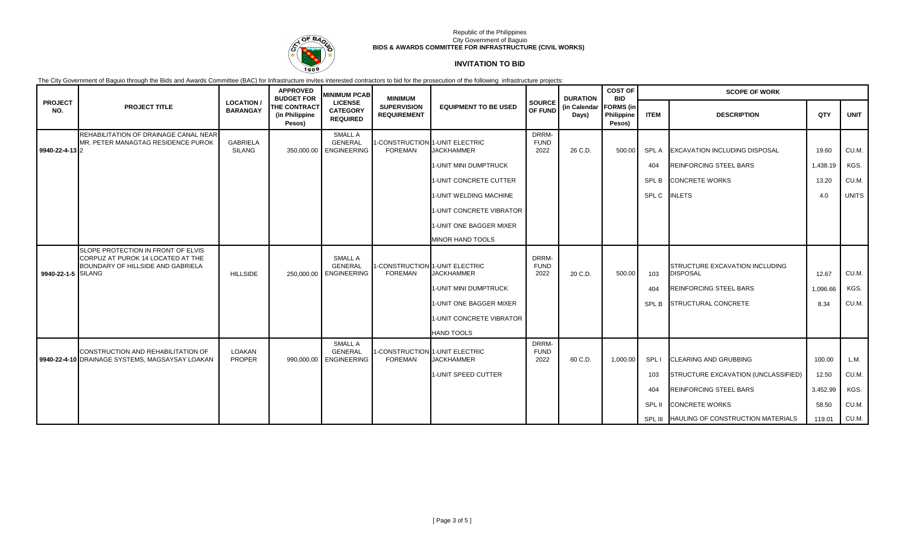Republic of the Philippines
City Government of Baguio
**BIDS & AWARDS COMMITTEE FOR INFRASTRUCTURE (CIVIL WORKS)**

## INVITATION TO BID

The City Government of Baguio through the Bids and Awards Committee (BAC) for Infrastructure invites interested contractors to bid for the prosecution of the following infrastructure projects:

| PROJECT NO. | PROJECT TITLE | LOCATION / BARANGAY | APPROVED BUDGET FOR THE CONTRACT (in Philippine Pesos) | MINIMUM PCAB LICENSE CATEGORY REQUIRED | MINIMUM SUPERVISION REQUIREMENT | EQUIPMENT TO BE USED | SOURCE OF FUND | DURATION (in Calendar Days) | COST OF BID FORMS (in Philippine Pesos) | SCOPE OF WORK | | | |
|---|---|---|---|---|---|---|---|---|---|---|---|---|---|
| | | | | | | | | | | ITEM | DESCRIPTION | QTY | UNIT |
| 9940-22-4-13 | REHABILITATION OF DRAINAGE CANAL NEAR MR. PETER MANAGTAG RESIDENCE PUROK 2 | GABRIELA SILANG | 350,000.00 | SMALL A GENERAL ENGINEERING | 1-CONSTRUCTION FOREMAN | 1-UNIT ELECTRIC JACKHAMMER | DRRM-FUND 2022 | 26 C.D. | 500.00 | SPL A | EXCAVATION INCLUDING DISPOSAL | 19.60 | CU.M. |
| | | | | | | 1-UNIT MINI DUMPTRUCK | | | | 404 | REINFORCING STEEL BARS | 1,438.19 | KGS. |
| | | | | | | 1-UNIT CONCRETE CUTTER | | | | SPL B | CONCRETE WORKS | 13.20 | CU.M. |
| | | | | | | 1-UNIT WELDING MACHINE | | | | SPL C | INLETS | 4.0 | UNITS |
| | | | | | | 1-UNIT CONCRETE VIBRATOR | | | | | | | |
| | | | | | | 1-UNIT ONE BAGGER MIXER | | | | | | | |
| | | | | | | MINOR HAND TOOLS | | | | | | | |
| 9940-22-1-5 | SLOPE PROTECTION IN FRONT OF ELVIS CORPUZ AT PUROK 14 LOCATED AT THE BOUNDARY OF HILLSIDE AND GABRIELA SILANG | HILLSIDE | 250,000.00 | SMALL A GENERAL ENGINEERING | 1-CONSTRUCTION FOREMAN | 1-UNIT ELECTRIC JACKHAMMER | DRRM-FUND 2022 | 20 C.D. | 500.00 | 103 | STRUCTURE EXCAVATION INCLUDING DISPOSAL | 12.67 | CU.M. |
| | | | | | | 1-UNIT MINI DUMPTRUCK | | | | 404 | REINFORCING STEEL BARS | 1,096.66 | KGS. |
| | | | | | | 1-UNIT ONE BAGGER MIXER | | | | SPL B | STRUCTURAL CONCRETE | 8.34 | CU.M. |
| | | | | | | 1-UNIT CONCRETE VIBRATOR | | | | | | | |
| | | | | | | HAND TOOLS | | | | | | | |
| 9940-22-4-10 | CONSTRUCTION AND REHABILITATION OF DRAINAGE SYSTEMS, MAGSAYSAY LOAKAN | LOAKAN PROPER | 990,000.00 | SMALL A GENERAL ENGINEERING | 1-CONSTRUCTION FOREMAN | 1-UNIT ELECTRIC JACKHAMMER | DRRM-FUND 2022 | 60 C.D. | 1,000.00 | SPL I | CLEARING AND GRUBBING | 100.00 | L.M. |
| | | | | | | 1-UNIT SPEED CUTTER | | | | 103 | STRUCTURE EXCAVATION (UNCLASSIFIED) | 12.50 | CU.M. |
| | | | | | | | | | | 404 | REINFORCING STEEL BARS | 3,452.99 | KGS. |
| | | | | | | | | | | SPL II | CONCRETE WORKS | 58.50 | CU.M. |
| | | | | | | | | | | SPL III | HAULING OF CONSTRUCTION MATERIALS | 119.01 | CU.M. |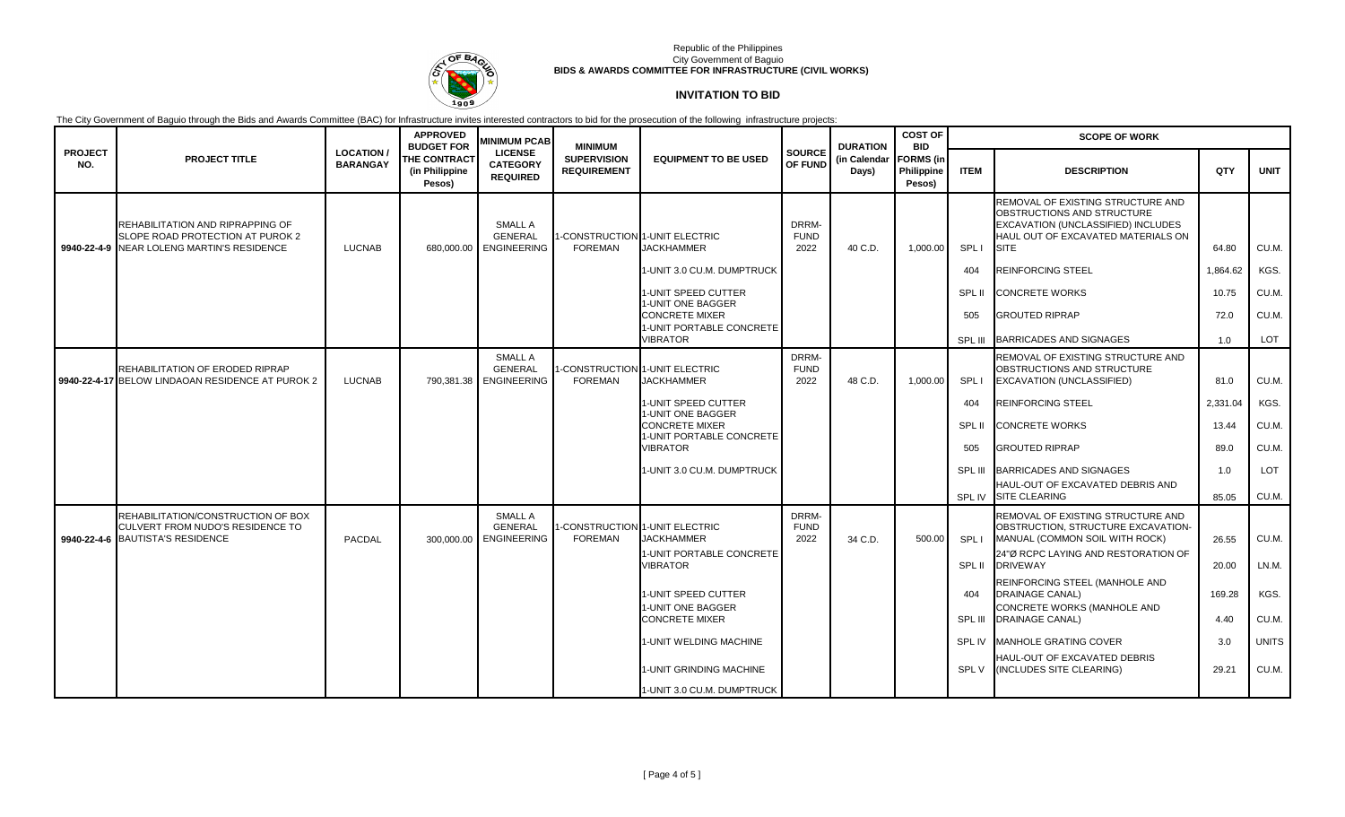Republic of the Philippines
City Government of Baguio
**BIDS & AWARDS COMMITTEE FOR INFRASTRUCTURE (CIVIL WORKS)**

## INVITATION TO BID

The City Government of Baguio through the Bids and Awards Committee (BAC) for Infrastructure invites interested contractors to bid for the prosecution of the following infrastructure projects:

| PROJECT NO. | PROJECT TITLE | LOCATION / BARANGAY | APPROVED BUDGET FOR THE CONTRACT (in Philippine Pesos) | MINIMUM PCAB LICENSE CATEGORY REQUIRED | MINIMUM SUPERVISION REQUIREMENT | EQUIPMENT TO BE USED | SOURCE OF FUND | DURATION (in Calendar Days) | COST OF BID FORMS (in Philippine Pesos) | SCOPE OF WORK | | | |
|---|---|---|---|---|---|---|---|---|---|---|---|---|---|
| | | | | | | | | | | ITEM | DESCRIPTION | QTY | UNIT |
| 9940-22-4-9 | REHABILITATION AND RIPRAPPING OF SLOPE ROAD PROTECTION AT PUROK 2 NEAR LOLENG MARTIN'S RESIDENCE | LUCNAB | 680,000.00 | SMALL A GENERAL ENGINEERING | 1-CONSTRUCTION FOREMAN | 1-UNIT ELECTRIC JACKHAMMER | DRRM-FUND 2022 | 40 C.D. | 1,000.00 | SPL I | REMOVAL OF EXISTING STRUCTURE AND OBSTRUCTIONS AND STRUCTURE EXCAVATION (UNCLASSIFIED) INCLUDES HAUL OUT OF EXCAVATED MATERIALS ON SITE | 64.80 | CU.M. |
| | | | | | | 1-UNIT 3.0 CU.M. DUMPTRUCK | | | | 404 | REINFORCING STEEL | 1,864.62 | KGS. |
| | | | | | | 1-UNIT SPEED CUTTER | | | | SPL II | CONCRETE WORKS | 10.75 | CU.M. |
| | | | | | | 1-UNIT ONE BAGGER CONCRETE MIXER | | | | 505 | GROUTED RIPRAP | 72.0 | CU.M. |
| | | | | | | 1-UNIT PORTABLE CONCRETE VIBRATOR | | | | SPL III | BARRICADES AND SIGNAGES | 1.0 | LOT |
| 9940-22-4-17 | REHABILITATION OF ERODED RIPRAP BELOW LINDAOAN RESIDENCE AT PUROK 2 | LUCNAB | 790,381.38 | SMALL A GENERAL ENGINEERING | 1-CONSTRUCTION FOREMAN | 1-UNIT ELECTRIC JACKHAMMER | DRRM-FUND 2022 | 48 C.D. | 1,000.00 | SPL I | REMOVAL OF EXISTING STRUCTURE AND OBSTRUCTIONS AND STRUCTURE EXCAVATION (UNCLASSIFIED) | 81.0 | CU.M. |
| | | | | | | 1-UNIT SPEED CUTTER | | | | 404 | REINFORCING STEEL | 2,331.04 | KGS. |
| | | | | | | 1-UNIT ONE BAGGER CONCRETE MIXER | | | | SPL II | CONCRETE WORKS | 13.44 | CU.M. |
| | | | | | | 1-UNIT PORTABLE CONCRETE VIBRATOR | | | | 505 | GROUTED RIPRAP | 89.0 | CU.M. |
| | | | | | | 1-UNIT 3.0 CU.M. DUMPTRUCK | | | | SPL III | BARRICADES AND SIGNAGES | 1.0 | LOT |
| | | | | | | | | | | SPL IV | HAUL-OUT OF EXCAVATED DEBRIS AND SITE CLEARING | 85.05 | CU.M. |
| 9940-22-4-6 | REHABILITATION/CONSTRUCTION OF BOX CULVERT FROM NUDO'S RESIDENCE TO BAUTISTA'S RESIDENCE | PACDAL | 300,000.00 | SMALL A GENERAL ENGINEERING | 1-CONSTRUCTION FOREMAN | 1-UNIT ELECTRIC JACKHAMMER | DRRM-FUND 2022 | 34 C.D. | 500.00 | SPL I | REMOVAL OF EXISTING STRUCTURE AND OBSTRUCTION, STRUCTURE EXCAVATION-MANUAL (COMMON SOIL WITH ROCK) | 26.55 | CU.M. |
| | | | | | | 1-UNIT PORTABLE CONCRETE VIBRATOR | | | | SPL II | 24"Ø RCPC LAYING AND RESTORATION OF DRIVEWAY | 20.00 | LN.M. |
| | | | | | | 1-UNIT SPEED CUTTER | | | | 404 | REINFORCING STEEL (MANHOLE AND DRAINAGE CANAL) | 169.28 | KGS. |
| | | | | | | 1-UNIT ONE BAGGER CONCRETE MIXER | | | | SPL III | CONCRETE WORKS (MANHOLE AND DRAINAGE CANAL) | 4.40 | CU.M. |
| | | | | | | 1-UNIT WELDING MACHINE | | | | SPL IV | MANHOLE GRATING COVER | 3.0 | UNITS |
| | | | | | | 1-UNIT GRINDING MACHINE | | | | SPL V | HAUL-OUT OF EXCAVATED DEBRIS (INCLUDES SITE CLEARING) | 29.21 | CU.M. |
| | | | | | | 1-UNIT 3.0 CU.M. DUMPTRUCK | | | | | | | |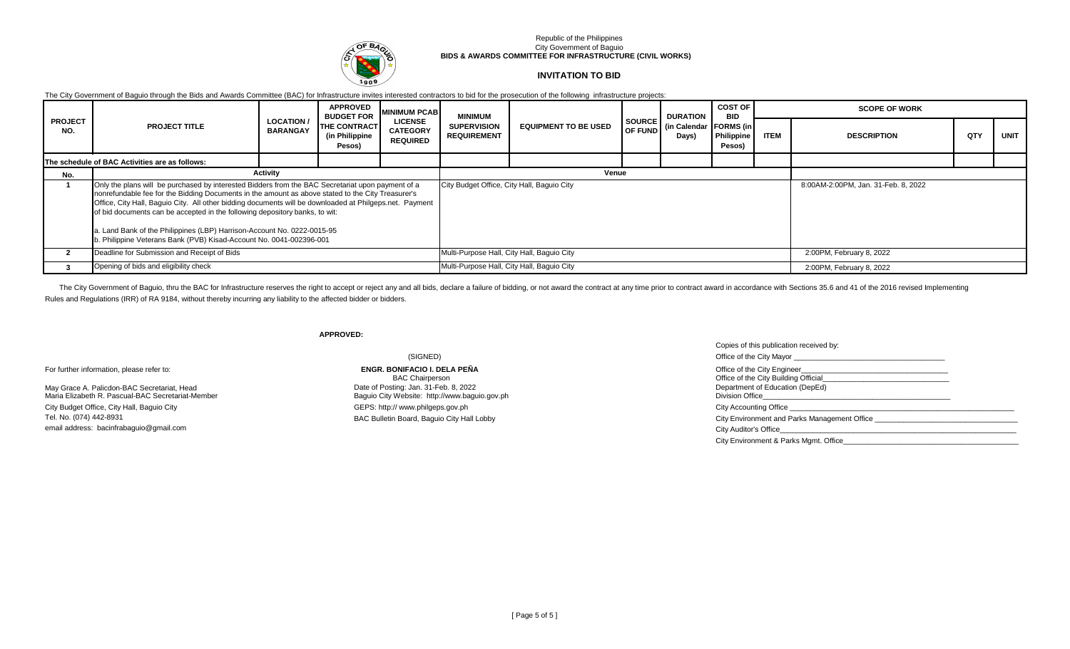Republic of the Philippines
City Government of Baguio
**BIDS & AWARDS COMMITTEE FOR INFRASTRUCTURE (CIVIL WORKS)**

## INVITATION TO BID

The City Government of Baguio through the Bids and Awards Committee (BAC) for Infrastructure invites interested contractors to bid for the prosecution of the following infrastructure projects:

| PROJECT NO. | PROJECT TITLE | LOCATION / BARANGAY | APPROVED BUDGET FOR THE CONTRACT (in Philippine Pesos) | MINIMUM PCAB LICENSE CATEGORY REQUIRED | MINIMUM SUPERVISION REQUIREMENT | EQUIPMENT TO BE USED | SOURCE OF FUND | DURATION (in Calendar Days) | COST OF BID FORMS (in Philippine Pesos) | SCOPE OF WORK: ITEM | DESCRIPTION | QTY | UNIT |
|---|---|---|---|---|---|---|---|---|---|---|---|---|---|
| **The schedule of BAC Activities are as follows:** | | | | | | | | | | | | | |

| No. | Activity | Venue | |
|---|---|---|---|
| 1 | Only the plans will be purchased by interested Bidders from the BAC Secretariat upon payment of a nonrefundable fee for the Bidding Documents in the amount as above stated to the City Treasurer's Office, City Hall, Baguio City. All other bidding documents will be downloaded at Philgeps.net. Payment of bid documents can be accepted in the following depository banks, to wit:<br><br>a. Land Bank of the Philippines (LBP) Harrison-Account No. 0222-0015-95<br>b. Philippine Veterans Bank (PVB) Kisad-Account No. 0041-002396-001 | City Budget Office, City Hall, Baguio City | 8:00AM-2:00PM, Jan. 31-Feb. 8, 2022 |
| 2 | Deadline for Submission and Receipt of Bids | Multi-Purpose Hall, City Hall, Baguio City | 2:00PM, February 8, 2022 |
| 3 | Opening of bids and eligibility check | Multi-Purpose Hall, City Hall, Baguio City | 2:00PM, February 8, 2022 |

The City Government of Baguio, thru the BAC for Infrastructure reserves the right to accept or reject any and all bids, declare a failure of bidding, or not award the contract at any time prior to contract award in accordance with Sections 35.6 and 41 of the 2016 revised Implementing Rules and Regulations (IRR) of RA 9184, without thereby incurring any liability to the affected bidder or bidders.

**APPROVED:**

(SIGNED)

**ENGR. BONIFACIO I. DELA PEÑA**
BAC Chairperson
Date of Posting: Jan. 31-Feb. 8, 2022
Baguio City Website: http://www.baguio.gov.ph
GEPS: http:// www.philgeps.gov.ph
BAC Bulletin Board, Baguio City Hall Lobby

For further information, please refer to:

May Grace A. Palicdon-BAC Secretariat, Head
Maria Elizabeth R. Pascual-BAC Secretariat-Member
City Budget Office, City Hall, Baguio City
Tel. No. (074) 442-8931
email address: bacinfrabaguio@gmail.com

Copies of this publication received by:

Office of the City Mayor ____________________
Office of the City Engineer____________________
Office of the City Building Official____________________
Department of Education (DepEd)
Division Office____________________
City Accounting Office ____________________
City Environment and Parks Management Office ____________________
City Auditor's Office____________________
City Environment & Parks Mgmt. Office____________________